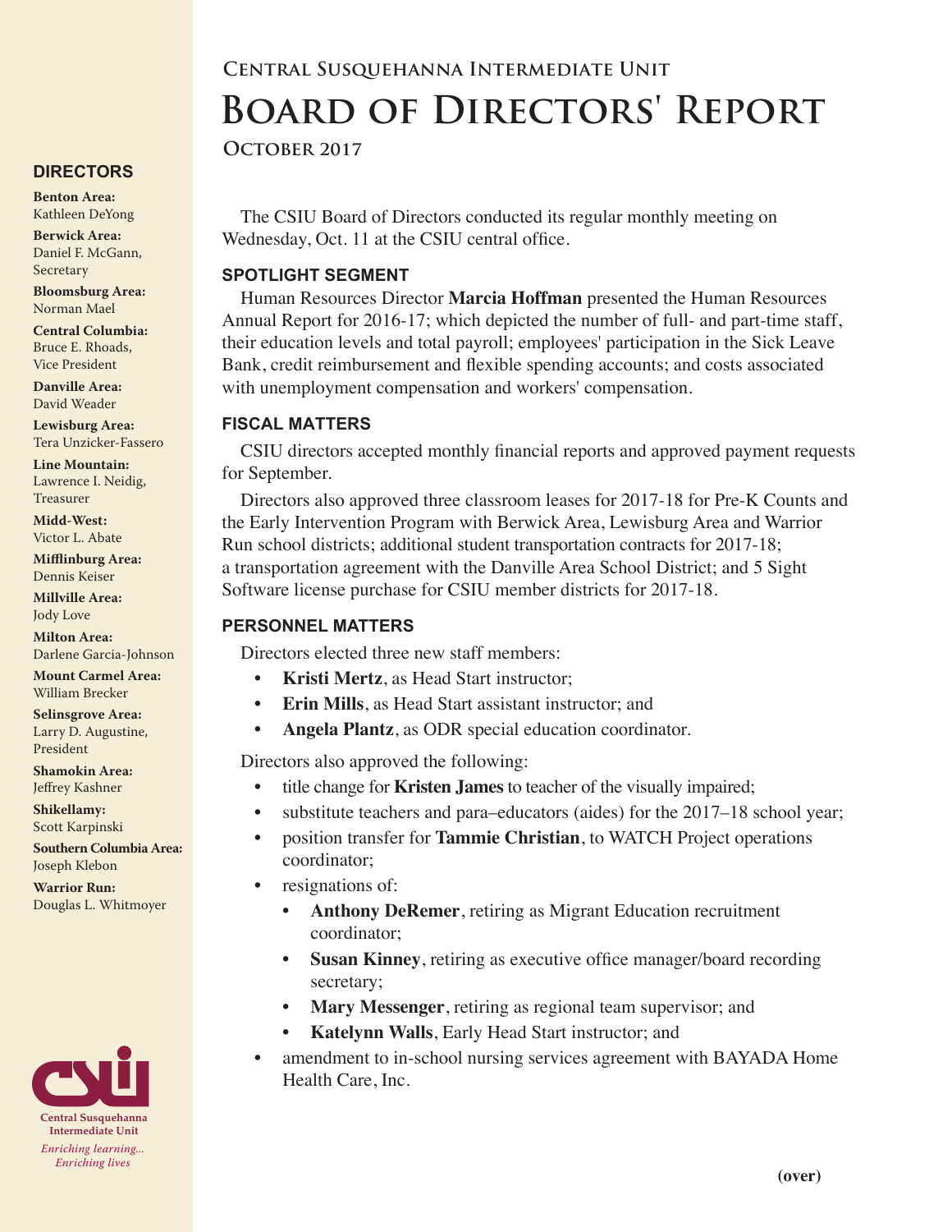# Central Susquehanna Intermediate Unit

# Board of Directors' Report

**October 2017**

The CSIU Board of Directors conducted its regular monthly meeting on Wednesday, Oct. 11 at the CSIU central office.

### SPOTLIGHT SEGMENT

Human Resources Director **Marcia Hoffman** presented the Human Resources Annual Report for 2016-17; which depicted the number of full- and part-time staff, their education levels and total payroll; employees' participation in the Sick Leave Bank, credit reimbursement and flexible spending accounts; and costs associated with unemployment compensation and workers' compensation.

### FISCAL MATTERS

CSIU directors accepted monthly financial reports and approved payment requests for September.

Directors also approved three classroom leases for 2017-18 for Pre-K Counts and the Early Intervention Program with Berwick Area, Lewisburg Area and Warrior Run school districts; additional student transportation contracts for 2017-18; a transportation agreement with the Danville Area School District; and 5 Sight Software license purchase for CSIU member districts for 2017-18.

### PERSONNEL MATTERS

Directors elected three new staff members:

- **Kristi Mertz**, as Head Start instructor;
- **Erin Mills**, as Head Start assistant instructor; and
- **Angela Plantz**, as ODR special education coordinator.

Directors also approved the following:

- title change for **Kristen James** to teacher of the visually impaired;
- substitute teachers and para–educators (aides) for the 2017–18 school year;
- position transfer for **Tammie Christian**, to WATCH Project operations coordinator;
- resignations of:
  - **Anthony DeRemer**, retiring as Migrant Education recruitment coordinator;
  - **Susan Kinney**, retiring as executive office manager/board recording secretary;
  - **Mary Messenger**, retiring as regional team supervisor; and
  - **Katelynn Walls**, Early Head Start instructor; and
- amendment to in-school nursing services agreement with BAYADA Home Health Care, Inc.

**(over)**

### DIRECTORS

**Benton Area:** Kathleen DeYong

**Berwick Area:** Daniel F. McGann, Secretary

**Bloomsburg Area:** Norman Mael

**Central Columbia:** Bruce E. Rhoads, Vice President

**Danville Area:** David Weader

**Lewisburg Area:** Tera Unzicker-Fassero

**Line Mountain:** Lawrence I. Neidig, Treasurer

**Midd-West:** Victor L. Abate

**Mifflinburg Area:** Dennis Keiser

**Millville Area:** Jody Love

**Milton Area:** Darlene Garcia-Johnson

**Mount Carmel Area:** William Brecker

**Selinsgrove Area:** Larry D. Augustine, President

**Shamokin Area:** Jeffrey Kashner

**Shikellamy:** Scott Karpinski

**Southern Columbia Area:** Joseph Klebon

**Warrior Run:** Douglas L. Whitmoyer

**Central Susquehanna Intermediate Unit**

*Enriching learning... Enriching lives*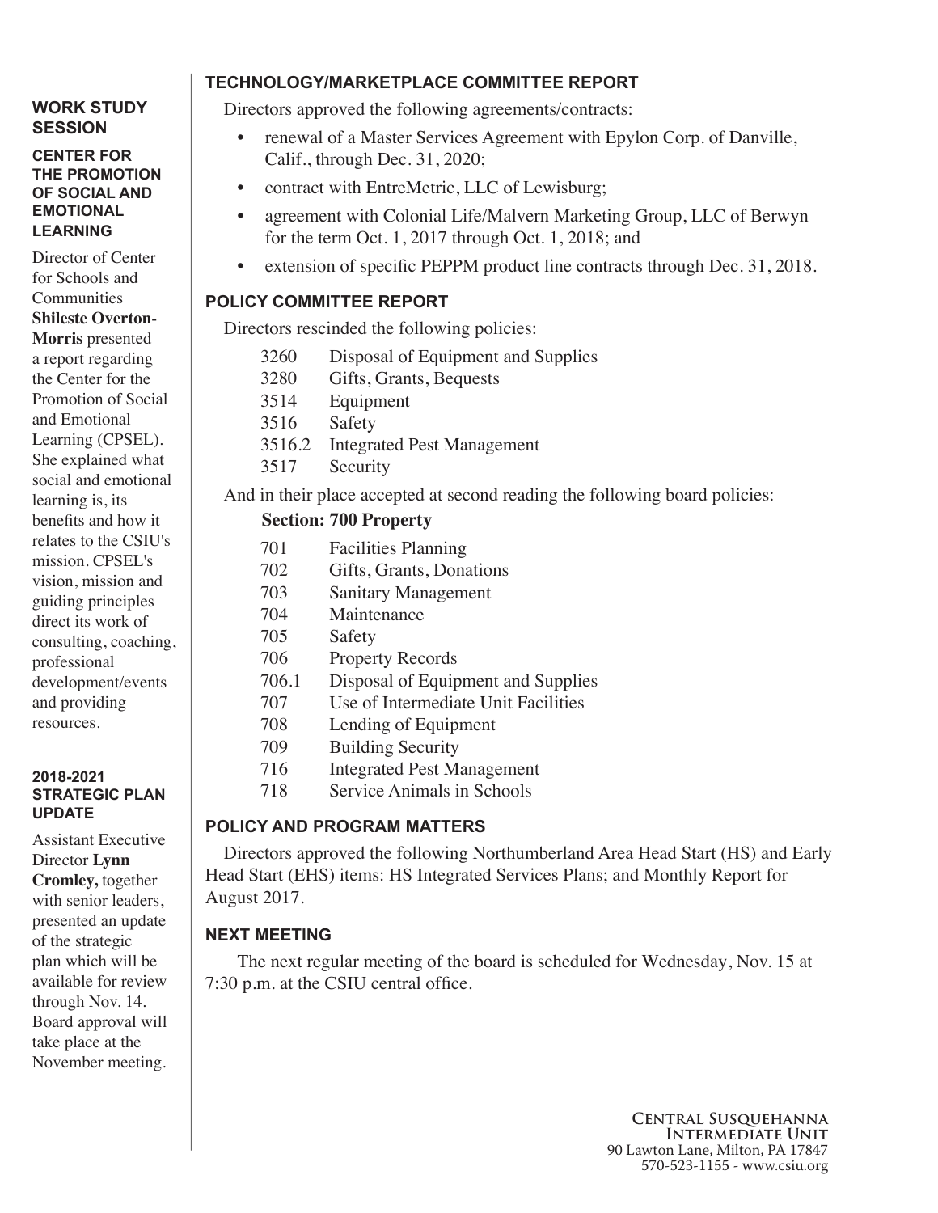## WORK STUDY SESSION

### CENTER FOR THE PROMOTION OF SOCIAL AND EMOTIONAL LEARNING

Director of Center for Schools and Communities **Shileste Overton-Morris** presented a report regarding the Center for the Promotion of Social and Emotional Learning (CPSEL). She explained what social and emotional learning is, its benefits and how it relates to the CSIU's mission. CPSEL's vision, mission and guiding principles direct its work of consulting, coaching, professional development/events and providing resources.

### 2018-2021 STRATEGIC PLAN UPDATE

Assistant Executive Director **Lynn Cromley,** together with senior leaders, presented an update of the strategic plan which will be available for review through Nov. 14. Board approval will take place at the November meeting.

## TECHNOLOGY/MARKETPLACE COMMITTEE REPORT

Directors approved the following agreements/contracts:

- renewal of a Master Services Agreement with Epylon Corp. of Danville, Calif., through Dec. 31, 2020;
- contract with EntreMetric, LLC of Lewisburg;
- agreement with Colonial Life/Malvern Marketing Group, LLC of Berwyn for the term Oct. 1, 2017 through Oct. 1, 2018; and
- extension of specific PEPPM product line contracts through Dec. 31, 2018.

## POLICY COMMITTEE REPORT

Directors rescinded the following policies:

| | |
|---|---|
| 3260 | Disposal of Equipment and Supplies |
| 3280 | Gifts, Grants, Bequests |
| 3514 | Equipment |
| 3516 | Safety |
| 3516.2 | Integrated Pest Management |
| 3517 | Security |

And in their place accepted at second reading the following board policies:

**Section: 700 Property**

| | |
|---|---|
| 701 | Facilities Planning |
| 702 | Gifts, Grants, Donations |
| 703 | Sanitary Management |
| 704 | Maintenance |
| 705 | Safety |
| 706 | Property Records |
| 706.1 | Disposal of Equipment and Supplies |
| 707 | Use of Intermediate Unit Facilities |
| 708 | Lending of Equipment |
| 709 | Building Security |
| 716 | Integrated Pest Management |
| 718 | Service Animals in Schools |

## POLICY AND PROGRAM MATTERS

Directors approved the following Northumberland Area Head Start (HS) and Early Head Start (EHS) items: HS Integrated Services Plans; and Monthly Report for August 2017.

## NEXT MEETING

The next regular meeting of the board is scheduled for Wednesday, Nov. 15 at 7:30 p.m. at the CSIU central office.

**Central Susquehanna Intermediate Unit**
90 Lawton Lane, Milton, PA 17847
570-523-1155 - www.csiu.org